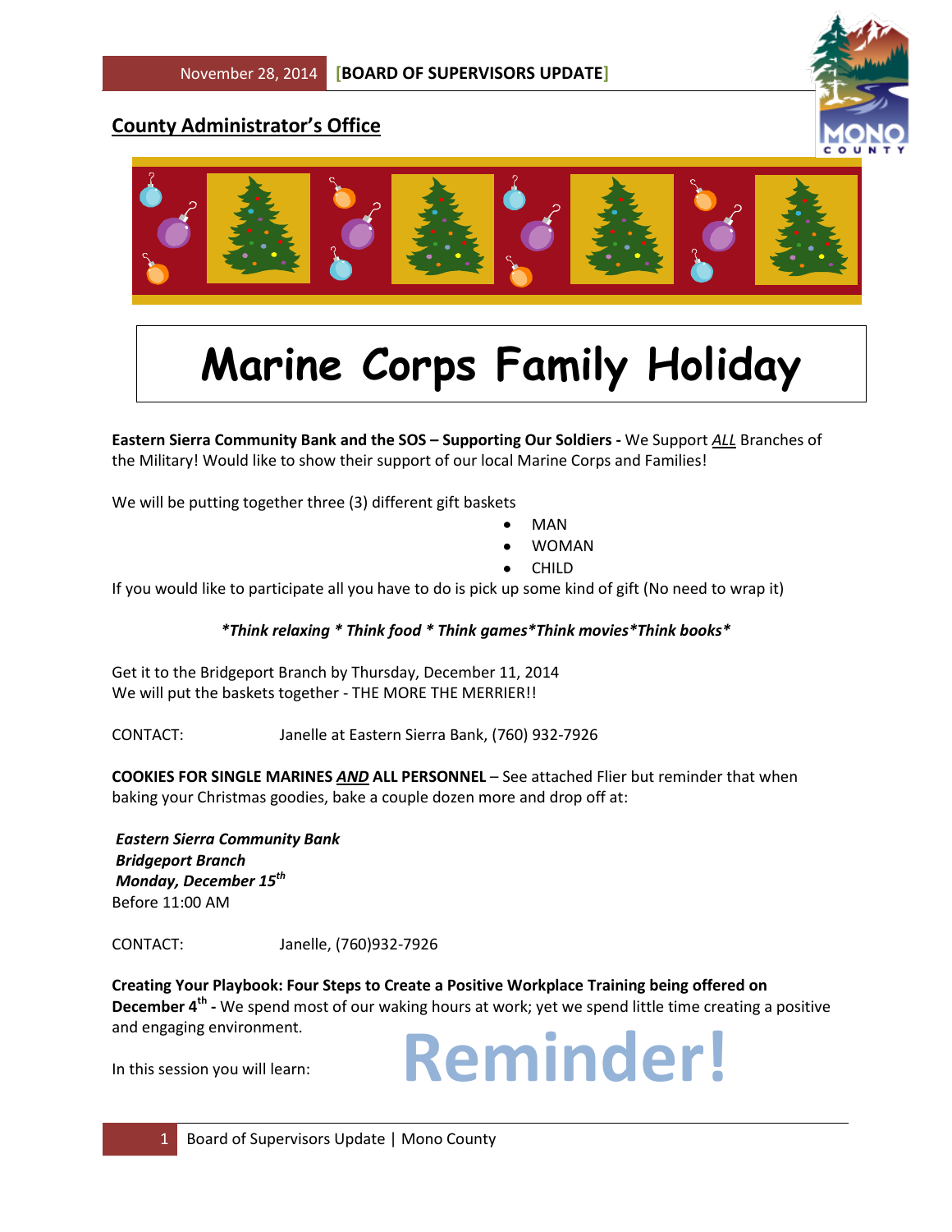## County Administrator's Office

# Marine Corps Family Holiday

**Eastern Sierra Community Bank and the SOS – Supporting Our Soldiers -** We Support ***ALL*** Branches of the Military! Would like to show their support of our local Marine Corps and Families!

We will be putting together three (3) different gift baskets

- MAN
- WOMAN
- CHILD

If you would like to participate all you have to do is pick up some kind of gift (No need to wrap it)

***Think relaxing * Think food * Think games*Think movies*Think books***

Get it to the Bridgeport Branch by Thursday, December 11, 2014
We will put the baskets together - THE MORE THE MERRIER!!

CONTACT: Janelle at Eastern Sierra Bank, (760) 932-7926

**COOKIES FOR SINGLE MARINES *AND* ALL PERSONNEL** – See attached Flier but reminder that when baking your Christmas goodies, bake a couple dozen more and drop off at:

***Eastern Sierra Community Bank***
***Bridgeport Branch***
***Monday, December 15th***
Before 11:00 AM

CONTACT: Janelle, (760)932-7926

**Creating Your Playbook: Four Steps to Create a Positive Workplace Training being offered on December 4th -** We spend most of our waking hours at work; yet we spend little time creating a positive and engaging environment.

In this session you will learn:

**Reminder!**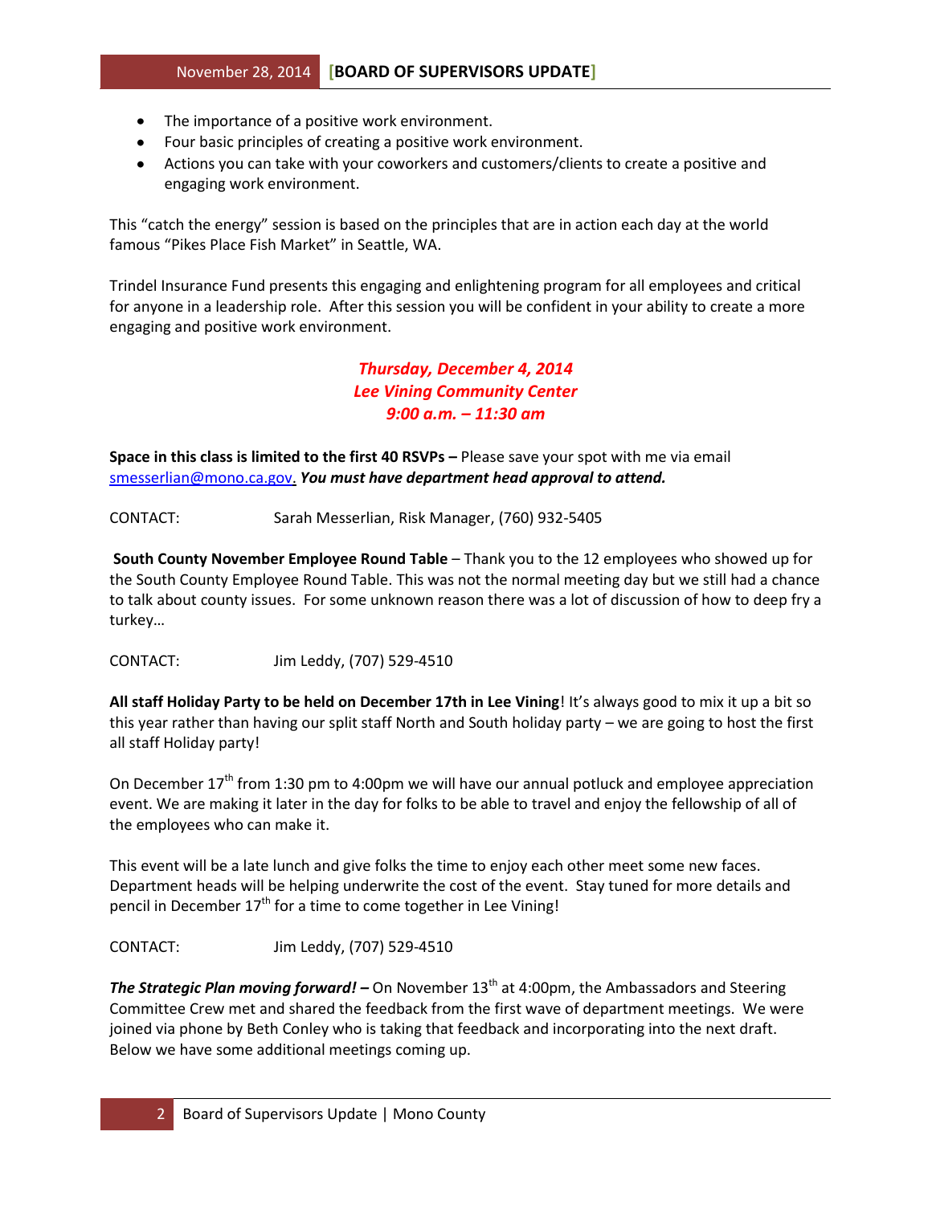- The importance of a positive work environment.
- Four basic principles of creating a positive work environment.
- Actions you can take with your coworkers and customers/clients to create a positive and engaging work environment.

This "catch the energy" session is based on the principles that are in action each day at the world famous "Pikes Place Fish Market" in Seattle, WA.

Trindel Insurance Fund presents this engaging and enlightening program for all employees and critical for anyone in a leadership role. After this session you will be confident in your ability to create a more engaging and positive work environment.

***Thursday, December 4, 2014***
***Lee Vining Community Center***
***9:00 a.m. – 11:30 am***

**Space in this class is limited to the first 40 RSVPs –** Please save your spot with me via email smesserlian@mono.ca.gov. ***You must have department head approval to attend.***

CONTACT: Sarah Messerlian, Risk Manager, (760) 932-5405

**South County November Employee Round Table** – Thank you to the 12 employees who showed up for the South County Employee Round Table. This was not the normal meeting day but we still had a chance to talk about county issues. For some unknown reason there was a lot of discussion of how to deep fry a turkey…

CONTACT: Jim Leddy, (707) 529-4510

**All staff Holiday Party to be held on December 17th in Lee Vining**! It's always good to mix it up a bit so this year rather than having our split staff North and South holiday party – we are going to host the first all staff Holiday party!

On December 17th from 1:30 pm to 4:00pm we will have our annual potluck and employee appreciation event. We are making it later in the day for folks to be able to travel and enjoy the fellowship of all of the employees who can make it.

This event will be a late lunch and give folks the time to enjoy each other meet some new faces. Department heads will be helping underwrite the cost of the event. Stay tuned for more details and pencil in December 17th for a time to come together in Lee Vining!

CONTACT: Jim Leddy, (707) 529-4510

***The Strategic Plan moving forward! –*** On November 13th at 4:00pm, the Ambassadors and Steering Committee Crew met and shared the feedback from the first wave of department meetings. We were joined via phone by Beth Conley who is taking that feedback and incorporating into the next draft. Below we have some additional meetings coming up.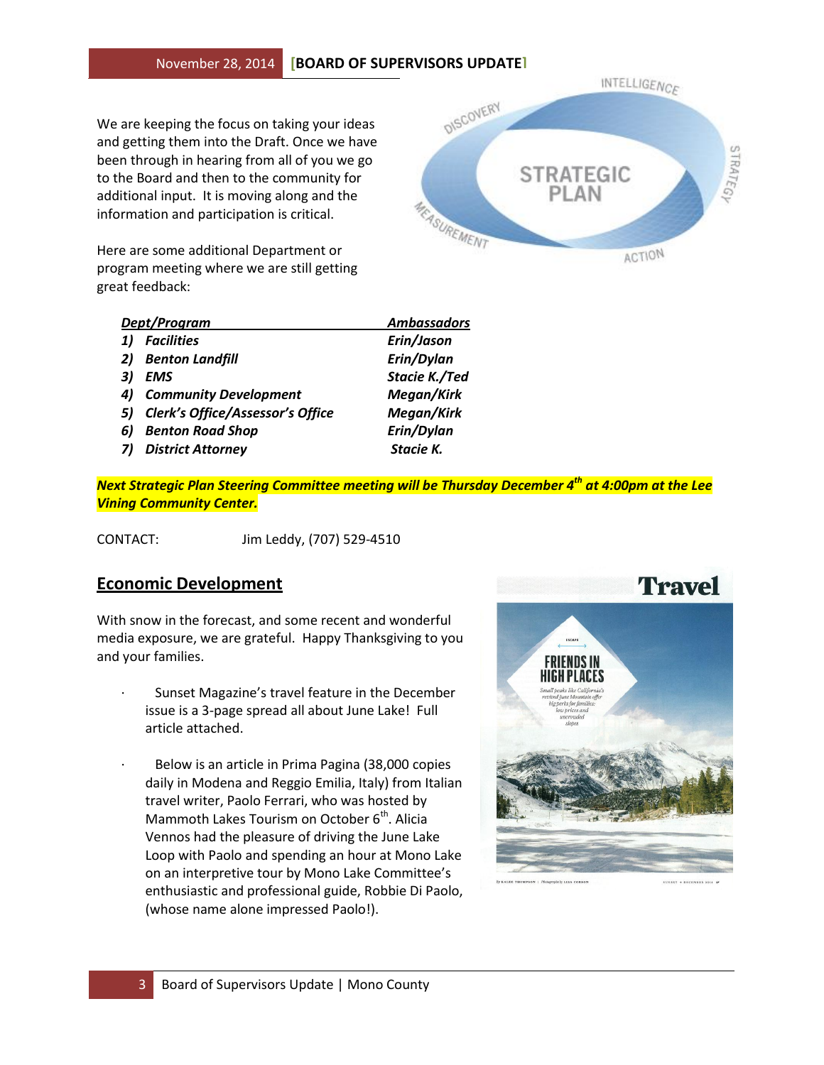We are keeping the focus on taking your ideas and getting them into the Draft. Once we have been through in hearing from all of you we go to the Board and then to the community for additional input. It is moving along and the information and participation is critical.

Here are some additional Department or program meeting where we are still getting great feedback:

| ***Dept/Program*** | ***Ambassadors*** |
|---|---|
| ***1) Facilities*** | ***Erin/Jason*** |
| ***2) Benton Landfill*** | ***Erin/Dylan*** |
| ***3) EMS*** | ***Stacie K./Ted*** |
| ***4) Community Development*** | ***Megan/Kirk*** |
| ***5) Clerk's Office/Assessor's Office*** | ***Megan/Kirk*** |
| ***6) Benton Road Shop*** | ***Erin/Dylan*** |
| ***7) District Attorney*** | ***Stacie K.*** |

***Next Strategic Plan Steering Committee meeting will be Thursday December 4th at 4:00pm at the Lee Vining Community Center.***

CONTACT: Jim Leddy, (707) 529-4510

## Economic Development

With snow in the forecast, and some recent and wonderful media exposure, we are grateful. Happy Thanksgiving to you and your families.

- Sunset Magazine's travel feature in the December issue is a 3-page spread all about June Lake! Full article attached.
- Below is an article in Prima Pagina (38,000 copies daily in Modena and Reggio Emilia, Italy) from Italian travel writer, Paolo Ferrari, who was hosted by Mammoth Lakes Tourism on October 6th. Alicia Vennos had the pleasure of driving the June Lake Loop with Paolo and spending an hour at Mono Lake on an interpretive tour by Mono Lake Committee's enthusiastic and professional guide, Robbie Di Paolo, (whose name alone impressed Paolo!).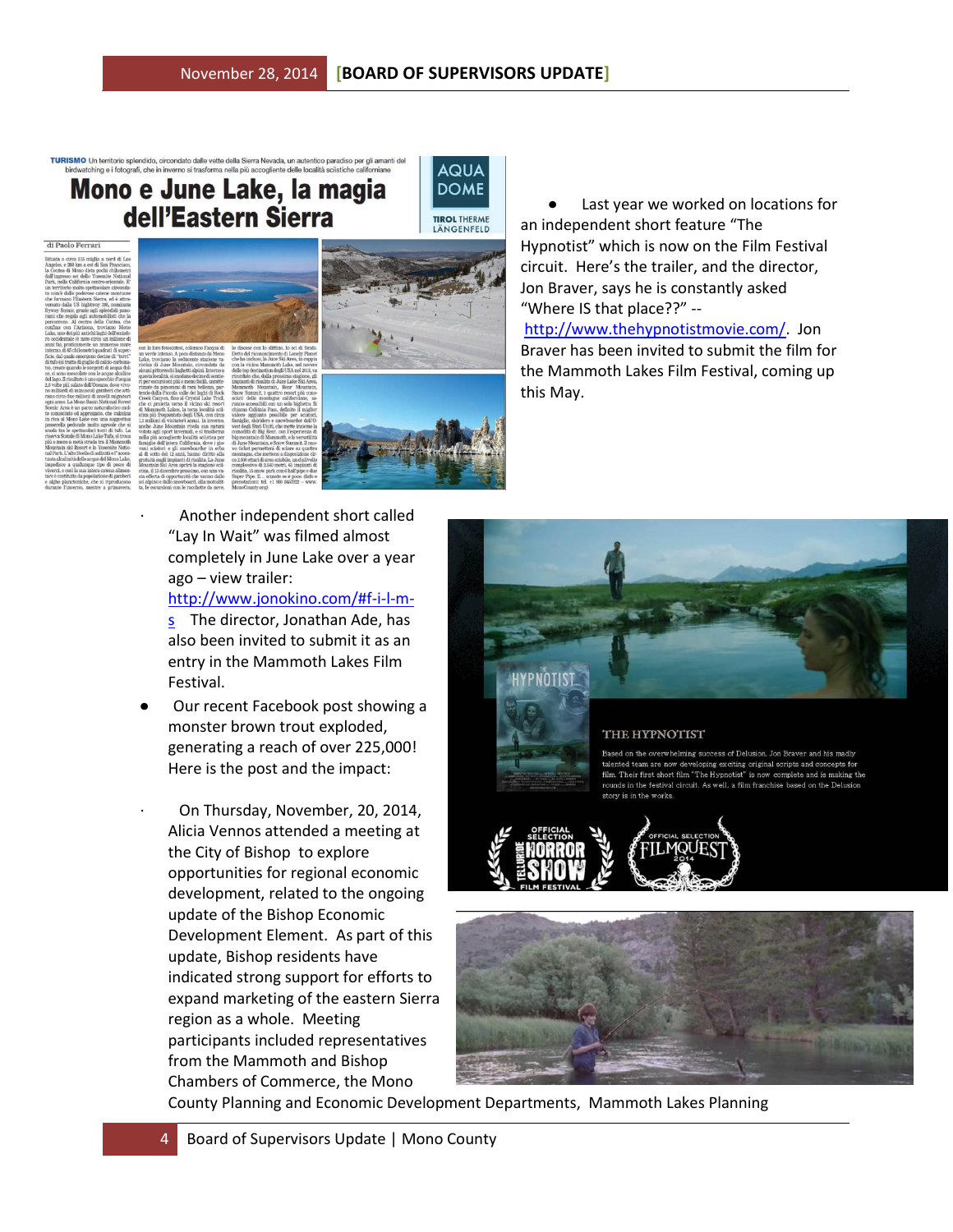- Last year we worked on locations for an independent short feature "The Hypnotist" which is now on the Film Festival circuit. Here's the trailer, and the director, Jon Braver, says he is constantly asked "Where IS that place??" -- http://www.thehypnotistmovie.com/. Jon Braver has been invited to submit the film for the Mammoth Lakes Film Festival, coming up this May.

- Another independent short called "Lay In Wait" was filmed almost completely in June Lake over a year ago – view trailer: http://www.jonokino.com/#f-i-l-m-s The director, Jonathan Ade, has also been invited to submit it as an entry in the Mammoth Lakes Film Festival.

- Our recent Facebook post showing a monster brown trout exploded, generating a reach of over 225,000! Here is the post and the impact:

- On Thursday, November, 20, 2014, Alicia Vennos attended a meeting at the City of Bishop to explore opportunities for regional economic development, related to the ongoing update of the Bishop Economic Development Element. As part of this update, Bishop residents have indicated strong support for efforts to expand marketing of the eastern Sierra region as a whole. Meeting participants included representatives from the Mammoth and Bishop Chambers of Commerce, the Mono County Planning and Economic Development Departments, Mammoth Lakes Planning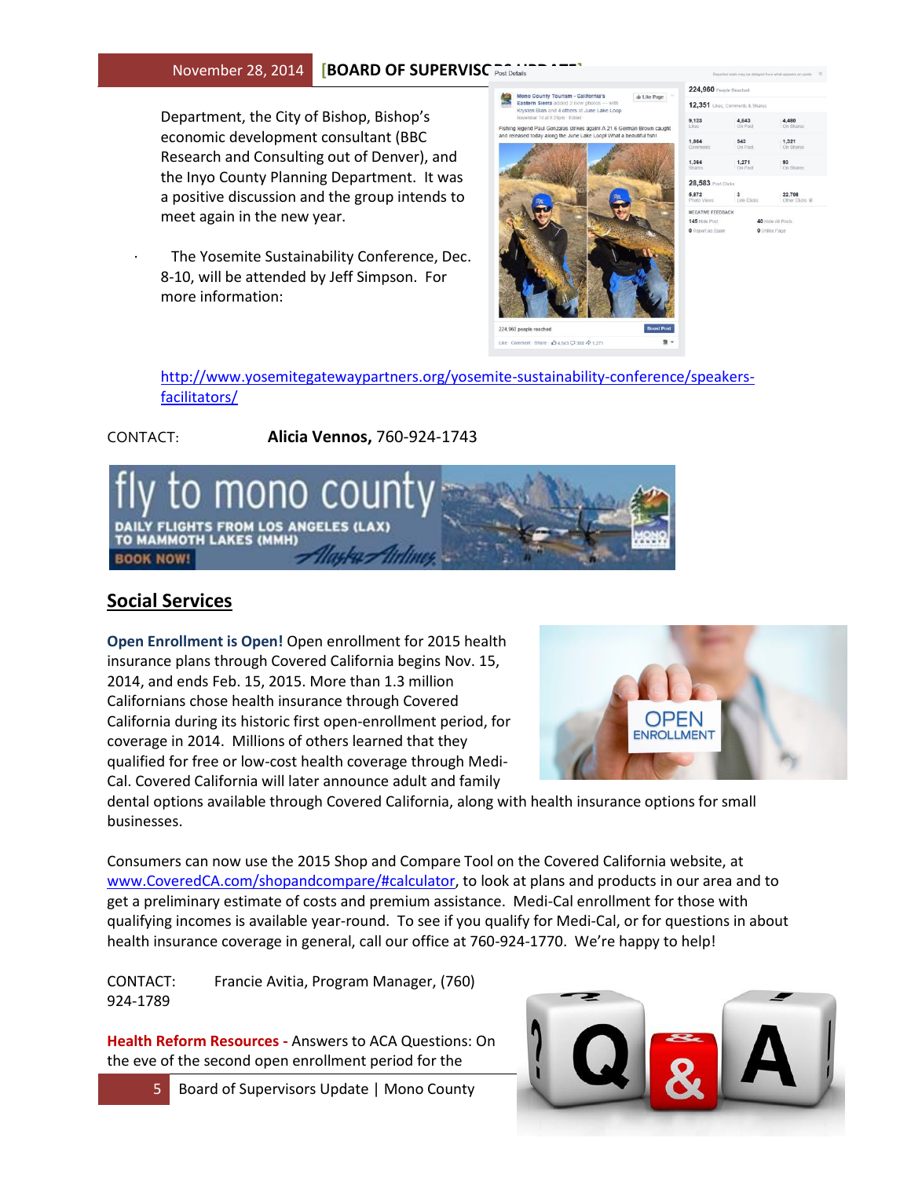Department, the City of Bishop, Bishop's economic development consultant (BBC Research and Consulting out of Denver), and the Inyo County Planning Department. It was a positive discussion and the group intends to meet again in the new year.

- The Yosemite Sustainability Conference, Dec. 8-10, will be attended by Jeff Simpson. For more information:

http://www.yosemitegatewaypartners.org/yosemite-sustainability-conference/speakers-facilitators/

CONTACT: **Alicia Vennos,** 760-924-1743

## Social Services

**Open Enrollment is Open!** Open enrollment for 2015 health insurance plans through Covered California begins Nov. 15, 2014, and ends Feb. 15, 2015. More than 1.3 million Californians chose health insurance through Covered California during its historic first open-enrollment period, for coverage in 2014. Millions of others learned that they qualified for free or low-cost health coverage through Medi-Cal. Covered California will later announce adult and family dental options available through Covered California, along with health insurance options for small businesses.

Consumers can now use the 2015 Shop and Compare Tool on the Covered California website, at www.CoveredCA.com/shopandcompare/#calculator, to look at plans and products in our area and to get a preliminary estimate of costs and premium assistance. Medi-Cal enrollment for those with qualifying incomes is available year-round. To see if you qualify for Medi-Cal, or for questions in about health insurance coverage in general, call our office at 760-924-1770. We're happy to help!

CONTACT: Francie Avitia, Program Manager, (760) 924-1789

**Health Reform Resources -** Answers to ACA Questions: On the eve of the second open enrollment period for the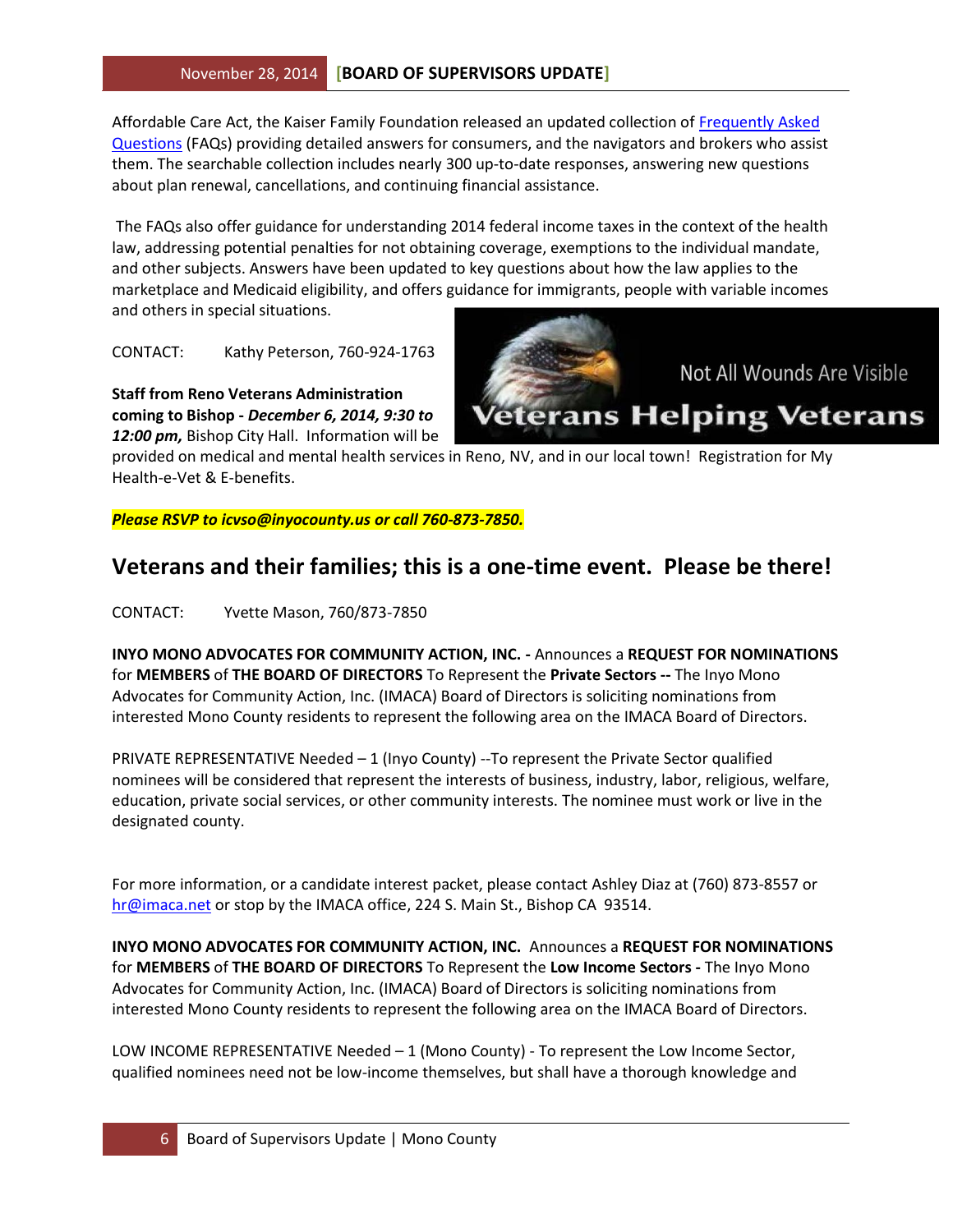Affordable Care Act, the Kaiser Family Foundation released an updated collection of [Frequently Asked Questions](#) (FAQs) providing detailed answers for consumers, and the navigators and brokers who assist them. The searchable collection includes nearly 300 up-to-date responses, answering new questions about plan renewal, cancellations, and continuing financial assistance.

The FAQs also offer guidance for understanding 2014 federal income taxes in the context of the health law, addressing potential penalties for not obtaining coverage, exemptions to the individual mandate, and other subjects. Answers have been updated to key questions about how the law applies to the marketplace and Medicaid eligibility, and offers guidance for immigrants, people with variable incomes and others in special situations.

CONTACT: Kathy Peterson, 760-924-1763

**Staff from Reno Veterans Administration coming to Bishop - *December 6, 2014, 9:30 to 12:00 pm,*** Bishop City Hall. Information will be provided on medical and mental health services in Reno, NV, and in our local town! Registration for My Health-e-Vet & E-benefits.

***Please RSVP to icvso@inyocounty.us or call 760-873-7850.***

## Veterans and their families; this is a one-time event. Please be there!

CONTACT: Yvette Mason, 760/873-7850

**INYO MONO ADVOCATES FOR COMMUNITY ACTION, INC. -** Announces a **REQUEST FOR NOMINATIONS** for **MEMBERS** of **THE BOARD OF DIRECTORS** To Represent the **Private Sectors --** The Inyo Mono Advocates for Community Action, Inc. (IMACA) Board of Directors is soliciting nominations from interested Mono County residents to represent the following area on the IMACA Board of Directors.

PRIVATE REPRESENTATIVE Needed – 1 (Inyo County) --To represent the Private Sector qualified nominees will be considered that represent the interests of business, industry, labor, religious, welfare, education, private social services, or other community interests. The nominee must work or live in the designated county.

For more information, or a candidate interest packet, please contact Ashley Diaz at (760) 873-8557 or [hr@imaca.net](mailto:hr@imaca.net) or stop by the IMACA office, 224 S. Main St., Bishop CA 93514.

**INYO MONO ADVOCATES FOR COMMUNITY ACTION, INC.** Announces a **REQUEST FOR NOMINATIONS** for **MEMBERS** of **THE BOARD OF DIRECTORS** To Represent the **Low Income Sectors -** The Inyo Mono Advocates for Community Action, Inc. (IMACA) Board of Directors is soliciting nominations from interested Mono County residents to represent the following area on the IMACA Board of Directors.

LOW INCOME REPRESENTATIVE Needed – 1 (Mono County) - To represent the Low Income Sector, qualified nominees need not be low-income themselves, but shall have a thorough knowledge and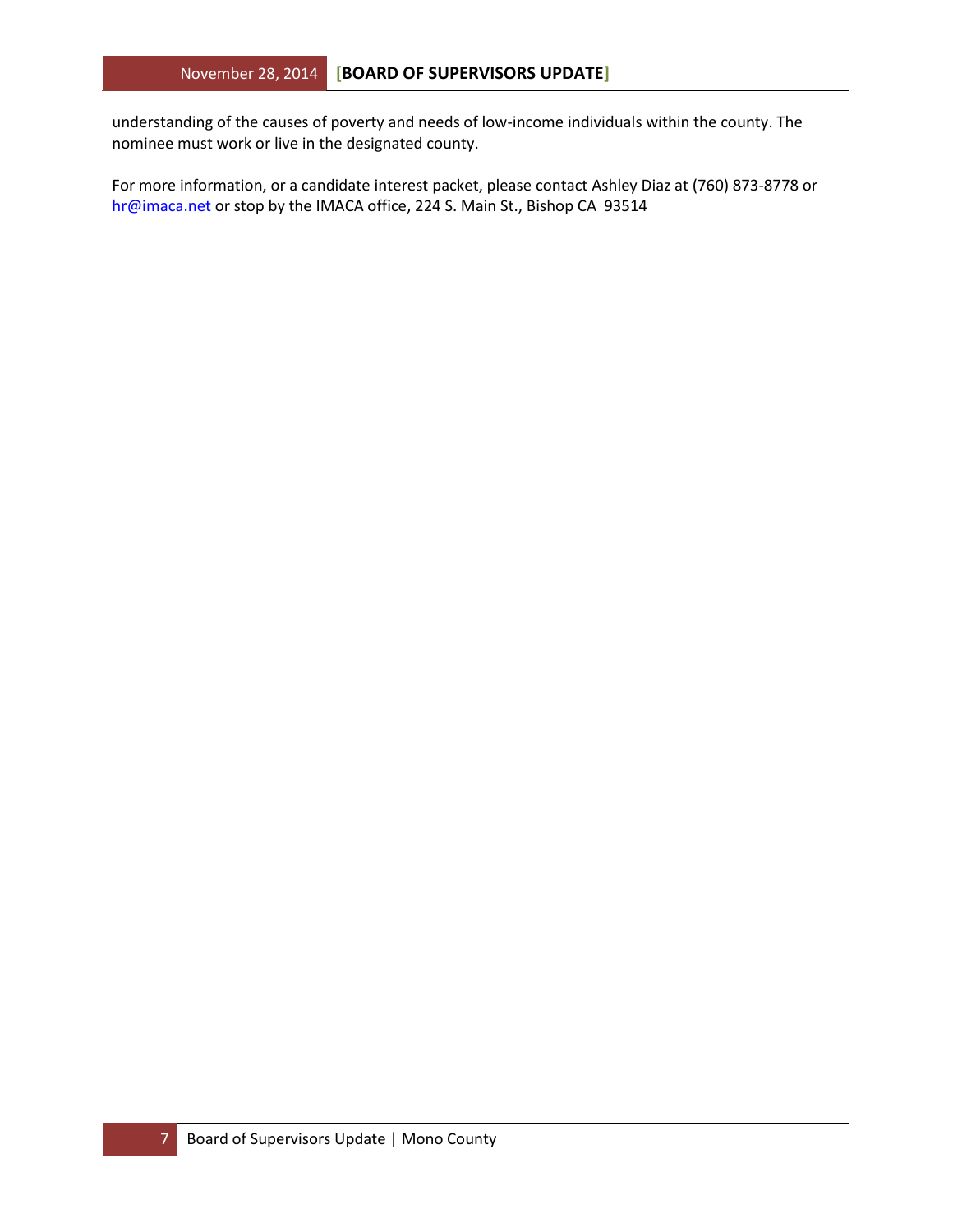understanding of the causes of poverty and needs of low-income individuals within the county. The nominee must work or live in the designated county.

For more information, or a candidate interest packet, please contact Ashley Diaz at (760) 873-8778 or hr@imaca.net or stop by the IMACA office, 224 S. Main St., Bishop CA  93514